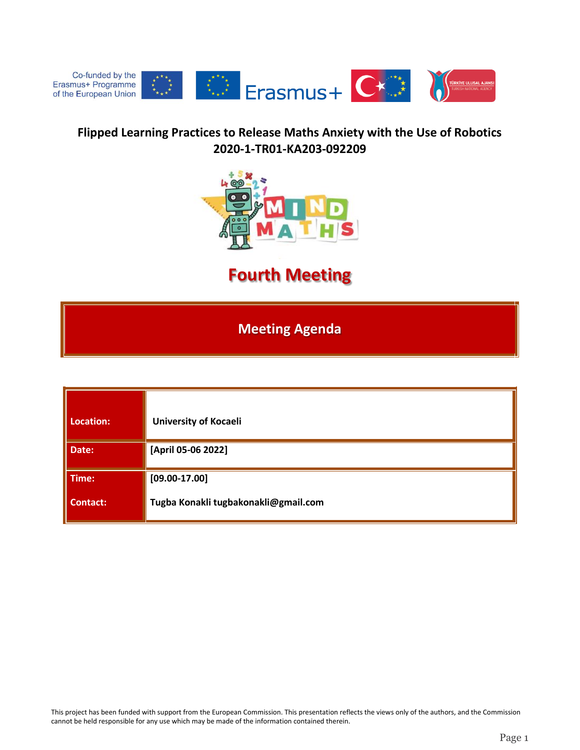Co-funded by the Erasmus+ Programme of the European Union

## Flipped Learning Practices to Release Maths Anxiety with the Use of Robotics
## 2020-1-TR01-KA203-092209

# Fourth Meeting

## Meeting Agenda

| | |
|---|---|
| **Location:** | **University of Kocaeli** |
| **Date:** | **[April 05-06 2022]** |
| **Time:** | **[09.00-17.00]** |
| **Contact:** | **Tugba Konakli tugbakonakli@gmail.com** |

This project has been funded with support from the European Commission. This presentation reflects the views only of the authors, and the Commission cannot be held responsible for any use which may be made of the information contained therein.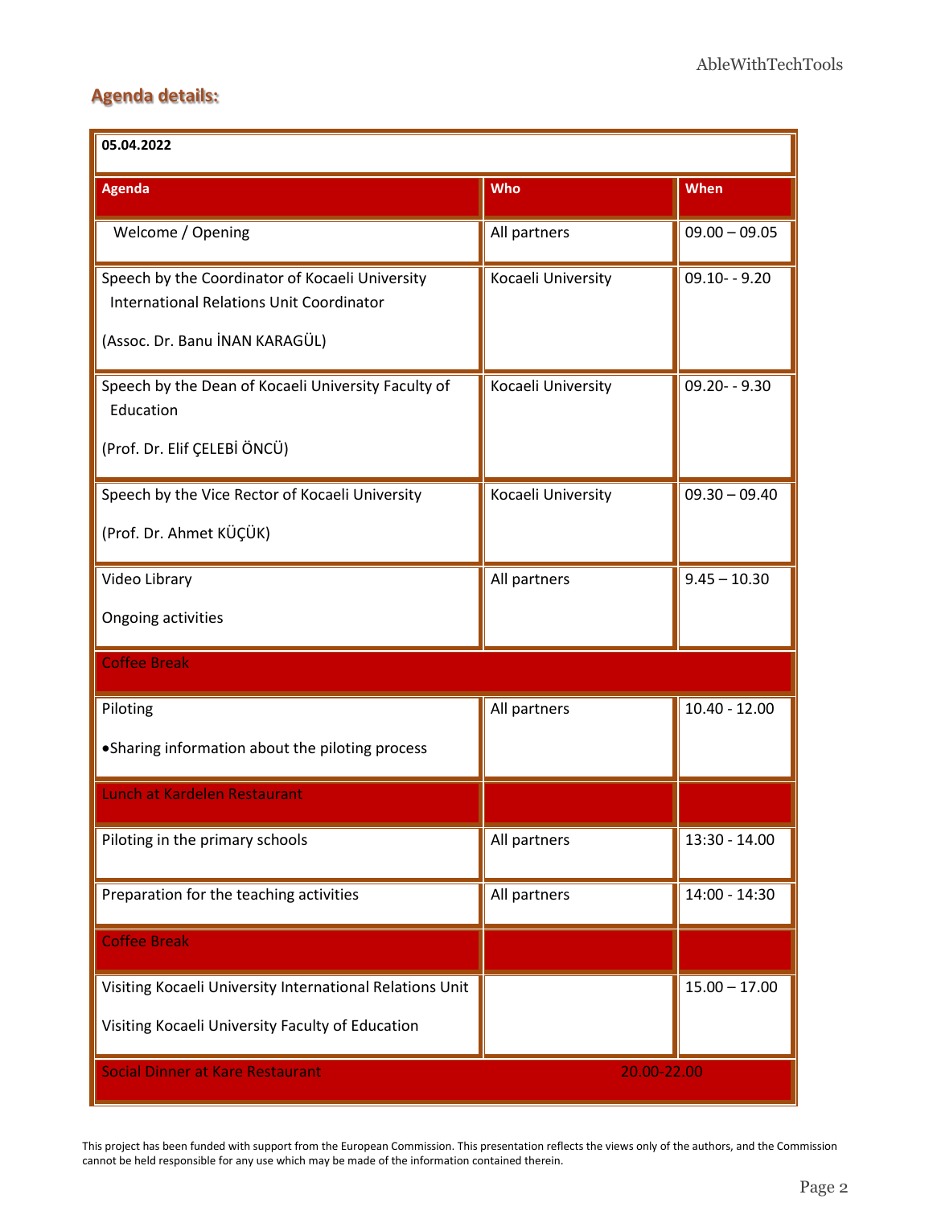## Agenda details:

| 05.04.2022 | | |
|---|---|---|
| **Agenda** | **Who** | **When** |
| Welcome / Opening | All partners | 09.00 – 09.05 |
| Speech by the Coordinator of Kocaeli University International Relations Unit Coordinator<br><br>(Assoc. Dr. Banu İNAN KARAGÜL) | Kocaeli University | 09.10- - 9.20 |
| Speech by the Dean of Kocaeli University Faculty of Education<br><br>(Prof. Dr. Elif ÇELEBİ ÖNCÜ) | Kocaeli University | 09.20- - 9.30 |
| Speech by the Vice Rector of Kocaeli University<br><br>(Prof. Dr. Ahmet KÜÇÜK) | Kocaeli University | 09.30 – 09.40 |
| Video Library<br><br>Ongoing activities | All partners | 9.45 – 10.30 |
| Coffee Break | | |
| Piloting<br><br>• Sharing information about the piloting process | All partners | 10.40 - 12.00 |
| Lunch at Kardelen Restaurant | | |
| Piloting in the primary schools | All partners | 13:30 - 14.00 |
| Preparation for the teaching activities | All partners | 14:00 - 14:30 |
| Coffee Break | | |
| Visiting Kocaeli University International Relations Unit<br><br>Visiting Kocaeli University Faculty of Education | | 15.00 – 17.00 |
| Social Dinner at Kare Restaurant | 20.00-22.00 | |

This project has been funded with support from the European Commission. This presentation reflects the views only of the authors, and the Commission cannot be held responsible for any use which may be made of the information contained therein.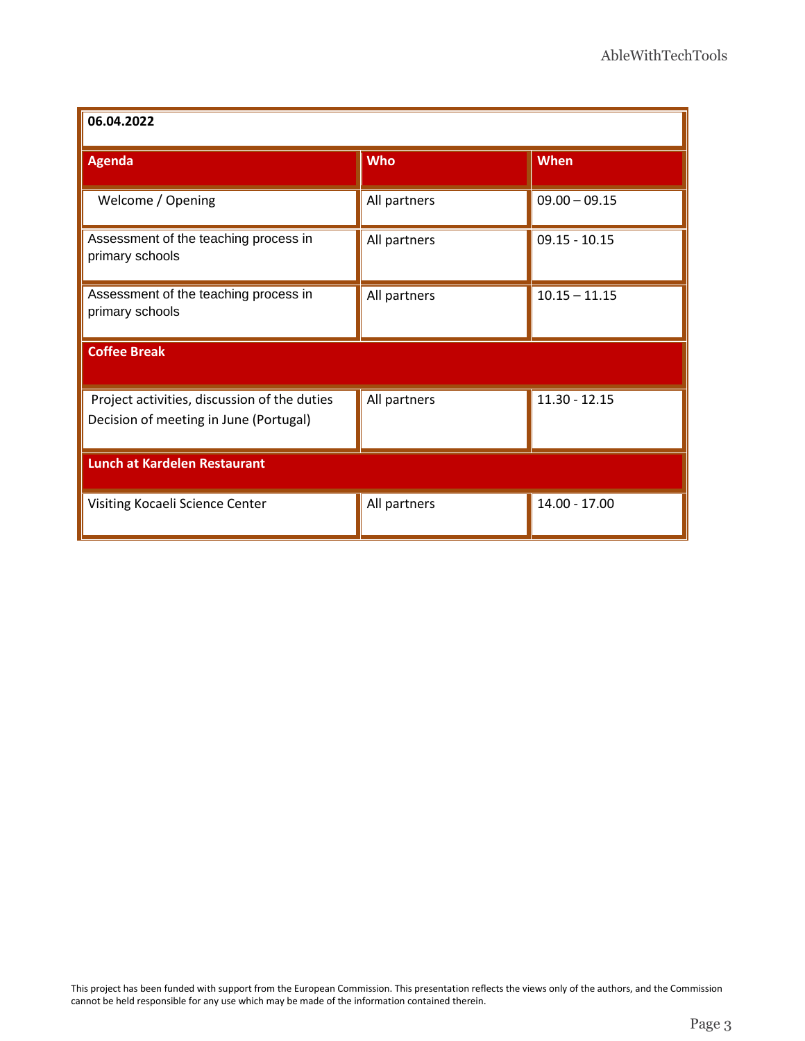| **06.04.2022** | | |
|---|---|---|
| **Agenda** | **Who** | **When** |
| Welcome / Opening | All partners | 09.00 – 09.15 |
| Assessment of the teaching process in primary schools | All partners | 09.15 - 10.15 |
| Assessment of the teaching process in primary schools | All partners | 10.15 – 11.15 |
| **Coffee Break** | | |
| Project activities, discussion of the duties<br>Decision of meeting in June (Portugal) | All partners | 11.30 - 12.15 |
| **Lunch at Kardelen Restaurant** | | |
| Visiting Kocaeli Science Center | All partners | 14.00 - 17.00 |

This project has been funded with support from the European Commission. This presentation reflects the views only of the authors, and the Commission cannot be held responsible for any use which may be made of the information contained therein.